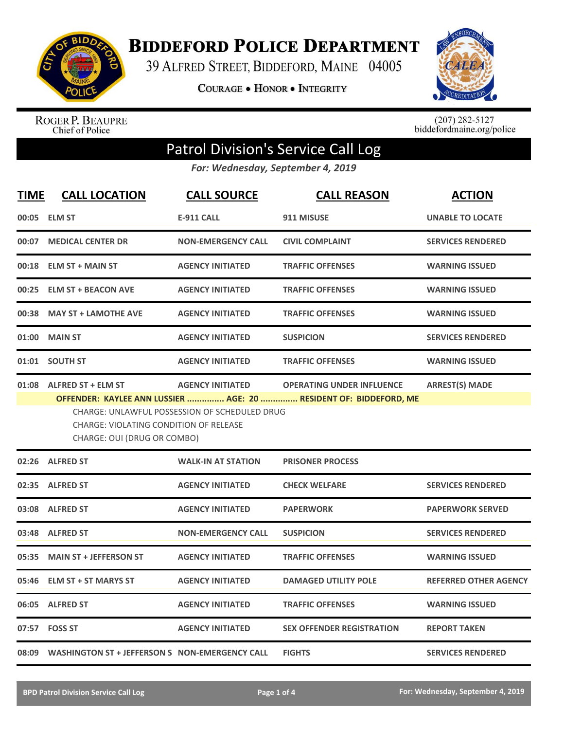# Biddeford Police Department

39 Alfred Street, Biddeford, Maine 04005

Courage • Honor • Integrity

Roger P. Beaupre
Chief of Police

(207) 282-5127
biddefordmaine.org/police

## Patrol Division's Service Call Log

*For: Wednesday, September 4, 2019*

| TIME | CALL LOCATION | CALL SOURCE | CALL REASON | ACTION |
|---|---|---|---|---|
| 00:05 | ELM ST | E-911 CALL | 911 MISUSE | UNABLE TO LOCATE |
| 00:07 | MEDICAL CENTER DR | NON-EMERGENCY CALL | CIVIL COMPLAINT | SERVICES RENDERED |
| 00:18 | ELM ST + MAIN ST | AGENCY INITIATED | TRAFFIC OFFENSES | WARNING ISSUED |
| 00:25 | ELM ST + BEACON AVE | AGENCY INITIATED | TRAFFIC OFFENSES | WARNING ISSUED |
| 00:38 | MAY ST + LAMOTHE AVE | AGENCY INITIATED | TRAFFIC OFFENSES | WARNING ISSUED |
| 01:00 | MAIN ST | AGENCY INITIATED | SUSPICION | SERVICES RENDERED |
| 01:01 | SOUTH ST | AGENCY INITIATED | TRAFFIC OFFENSES | WARNING ISSUED |
| 01:08 | ALFRED ST + ELM ST | AGENCY INITIATED | OPERATING UNDER INFLUENCE | ARREST(S) MADE |

**OFFENDER: KAYLEE ANN LUSSIER ............... AGE: 20 ............... RESIDENT OF: BIDDEFORD, ME**

CHARGE: UNLAWFUL POSSESSION OF SCHEDULED DRUG
CHARGE: VIOLATING CONDITION OF RELEASE
CHARGE: OUI (DRUG OR COMBO)

| TIME | CALL LOCATION | CALL SOURCE | CALL REASON | ACTION |
|---|---|---|---|---|
| 02:26 | ALFRED ST | WALK-IN AT STATION | PRISONER PROCESS | |
| 02:35 | ALFRED ST | AGENCY INITIATED | CHECK WELFARE | SERVICES RENDERED |
| 03:08 | ALFRED ST | AGENCY INITIATED | PAPERWORK | PAPERWORK SERVED |
| 03:48 | ALFRED ST | NON-EMERGENCY CALL | SUSPICION | SERVICES RENDERED |
| 05:35 | MAIN ST + JEFFERSON ST | AGENCY INITIATED | TRAFFIC OFFENSES | WARNING ISSUED |
| 05:46 | ELM ST + ST MARYS ST | AGENCY INITIATED | DAMAGED UTILITY POLE | REFERRED OTHER AGENCY |
| 06:05 | ALFRED ST | AGENCY INITIATED | TRAFFIC OFFENSES | WARNING ISSUED |
| 07:57 | FOSS ST | AGENCY INITIATED | SEX OFFENDER REGISTRATION | REPORT TAKEN |
| 08:09 | WASHINGTON ST + JEFFERSON S | NON-EMERGENCY CALL | FIGHTS | SERVICES RENDERED |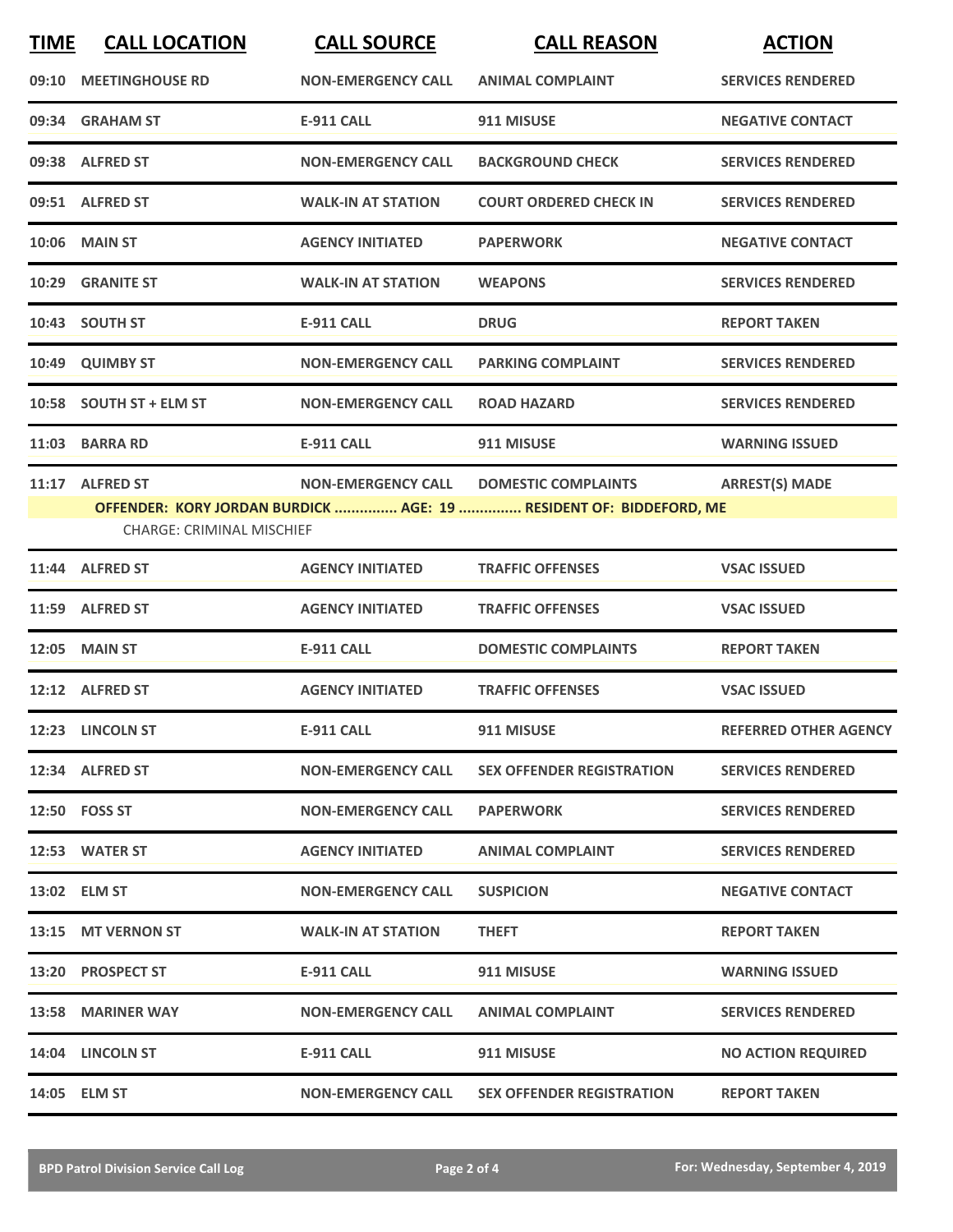| TIME | CALL LOCATION | CALL SOURCE | CALL REASON | ACTION |
|---|---|---|---|---|
| 09:10 | MEETINGHOUSE RD | NON-EMERGENCY CALL | ANIMAL COMPLAINT | SERVICES RENDERED |
| 09:34 | GRAHAM ST | E-911 CALL | 911 MISUSE | NEGATIVE CONTACT |
| 09:38 | ALFRED ST | NON-EMERGENCY CALL | BACKGROUND CHECK | SERVICES RENDERED |
| 09:51 | ALFRED ST | WALK-IN AT STATION | COURT ORDERED CHECK IN | SERVICES RENDERED |
| 10:06 | MAIN ST | AGENCY INITIATED | PAPERWORK | NEGATIVE CONTACT |
| 10:29 | GRANITE ST | WALK-IN AT STATION | WEAPONS | SERVICES RENDERED |
| 10:43 | SOUTH ST | E-911 CALL | DRUG | REPORT TAKEN |
| 10:49 | QUIMBY ST | NON-EMERGENCY CALL | PARKING COMPLAINT | SERVICES RENDERED |
| 10:58 | SOUTH ST + ELM ST | NON-EMERGENCY CALL | ROAD HAZARD | SERVICES RENDERED |
| 11:03 | BARRA RD | E-911 CALL | 911 MISUSE | WARNING ISSUED |
| 11:17 | ALFRED ST | NON-EMERGENCY CALL | DOMESTIC COMPLAINTS | ARREST(S) MADE |

**OFFENDER: KORY JORDAN BURDICK ............... AGE: 19 ............... RESIDENT OF: BIDDEFORD, ME**

CHARGE: CRIMINAL MISCHIEF

| TIME | CALL LOCATION | CALL SOURCE | CALL REASON | ACTION |
|---|---|---|---|---|
| 11:44 | ALFRED ST | AGENCY INITIATED | TRAFFIC OFFENSES | VSAC ISSUED |
| 11:59 | ALFRED ST | AGENCY INITIATED | TRAFFIC OFFENSES | VSAC ISSUED |
| 12:05 | MAIN ST | E-911 CALL | DOMESTIC COMPLAINTS | REPORT TAKEN |
| 12:12 | ALFRED ST | AGENCY INITIATED | TRAFFIC OFFENSES | VSAC ISSUED |
| 12:23 | LINCOLN ST | E-911 CALL | 911 MISUSE | REFERRED OTHER AGENCY |
| 12:34 | ALFRED ST | NON-EMERGENCY CALL | SEX OFFENDER REGISTRATION | SERVICES RENDERED |
| 12:50 | FOSS ST | NON-EMERGENCY CALL | PAPERWORK | SERVICES RENDERED |
| 12:53 | WATER ST | AGENCY INITIATED | ANIMAL COMPLAINT | SERVICES RENDERED |
| 13:02 | ELM ST | NON-EMERGENCY CALL | SUSPICION | NEGATIVE CONTACT |
| 13:15 | MT VERNON ST | WALK-IN AT STATION | THEFT | REPORT TAKEN |
| 13:20 | PROSPECT ST | E-911 CALL | 911 MISUSE | WARNING ISSUED |
| 13:58 | MARINER WAY | NON-EMERGENCY CALL | ANIMAL COMPLAINT | SERVICES RENDERED |
| 14:04 | LINCOLN ST | E-911 CALL | 911 MISUSE | NO ACTION REQUIRED |
| 14:05 | ELM ST | NON-EMERGENCY CALL | SEX OFFENDER REGISTRATION | REPORT TAKEN |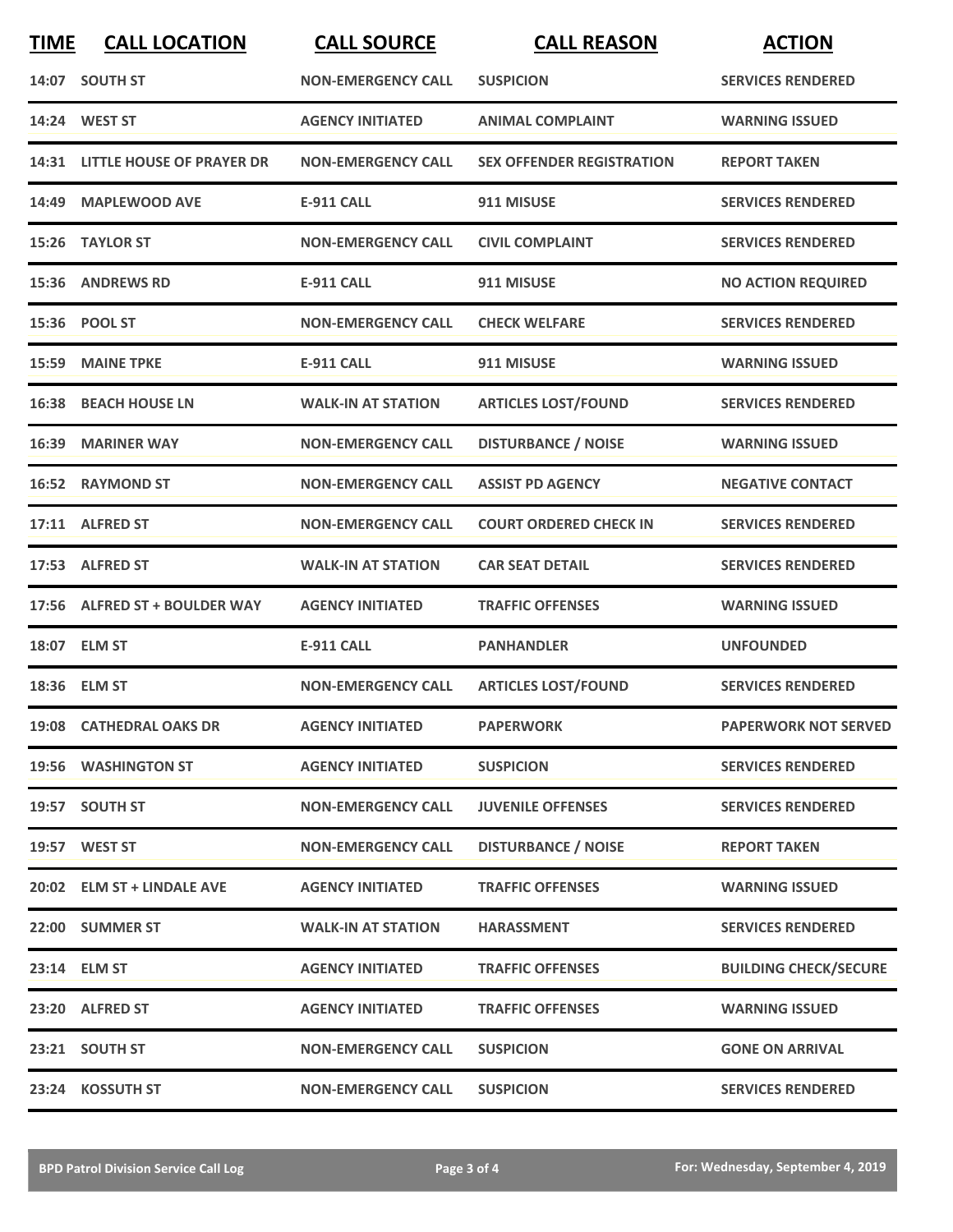| TIME | CALL LOCATION | CALL SOURCE | CALL REASON | ACTION |
|---|---|---|---|---|
| 14:07 | SOUTH ST | NON-EMERGENCY CALL | SUSPICION | SERVICES RENDERED |
| 14:24 | WEST ST | AGENCY INITIATED | ANIMAL COMPLAINT | WARNING ISSUED |
| 14:31 | LITTLE HOUSE OF PRAYER DR | NON-EMERGENCY CALL | SEX OFFENDER REGISTRATION | REPORT TAKEN |
| 14:49 | MAPLEWOOD AVE | E-911 CALL | 911 MISUSE | SERVICES RENDERED |
| 15:26 | TAYLOR ST | NON-EMERGENCY CALL | CIVIL COMPLAINT | SERVICES RENDERED |
| 15:36 | ANDREWS RD | E-911 CALL | 911 MISUSE | NO ACTION REQUIRED |
| 15:36 | POOL ST | NON-EMERGENCY CALL | CHECK WELFARE | SERVICES RENDERED |
| 15:59 | MAINE TPKE | E-911 CALL | 911 MISUSE | WARNING ISSUED |
| 16:38 | BEACH HOUSE LN | WALK-IN AT STATION | ARTICLES LOST/FOUND | SERVICES RENDERED |
| 16:39 | MARINER WAY | NON-EMERGENCY CALL | DISTURBANCE / NOISE | WARNING ISSUED |
| 16:52 | RAYMOND ST | NON-EMERGENCY CALL | ASSIST PD AGENCY | NEGATIVE CONTACT |
| 17:11 | ALFRED ST | NON-EMERGENCY CALL | COURT ORDERED CHECK IN | SERVICES RENDERED |
| 17:53 | ALFRED ST | WALK-IN AT STATION | CAR SEAT DETAIL | SERVICES RENDERED |
| 17:56 | ALFRED ST + BOULDER WAY | AGENCY INITIATED | TRAFFIC OFFENSES | WARNING ISSUED |
| 18:07 | ELM ST | E-911 CALL | PANHANDLER | UNFOUNDED |
| 18:36 | ELM ST | NON-EMERGENCY CALL | ARTICLES LOST/FOUND | SERVICES RENDERED |
| 19:08 | CATHEDRAL OAKS DR | AGENCY INITIATED | PAPERWORK | PAPERWORK NOT SERVED |
| 19:56 | WASHINGTON ST | AGENCY INITIATED | SUSPICION | SERVICES RENDERED |
| 19:57 | SOUTH ST | NON-EMERGENCY CALL | JUVENILE OFFENSES | SERVICES RENDERED |
| 19:57 | WEST ST | NON-EMERGENCY CALL | DISTURBANCE / NOISE | REPORT TAKEN |
| 20:02 | ELM ST + LINDALE AVE | AGENCY INITIATED | TRAFFIC OFFENSES | WARNING ISSUED |
| 22:00 | SUMMER ST | WALK-IN AT STATION | HARASSMENT | SERVICES RENDERED |
| 23:14 | ELM ST | AGENCY INITIATED | TRAFFIC OFFENSES | BUILDING CHECK/SECURE |
| 23:20 | ALFRED ST | AGENCY INITIATED | TRAFFIC OFFENSES | WARNING ISSUED |
| 23:21 | SOUTH ST | NON-EMERGENCY CALL | SUSPICION | GONE ON ARRIVAL |
| 23:24 | KOSSUTH ST | NON-EMERGENCY CALL | SUSPICION | SERVICES RENDERED |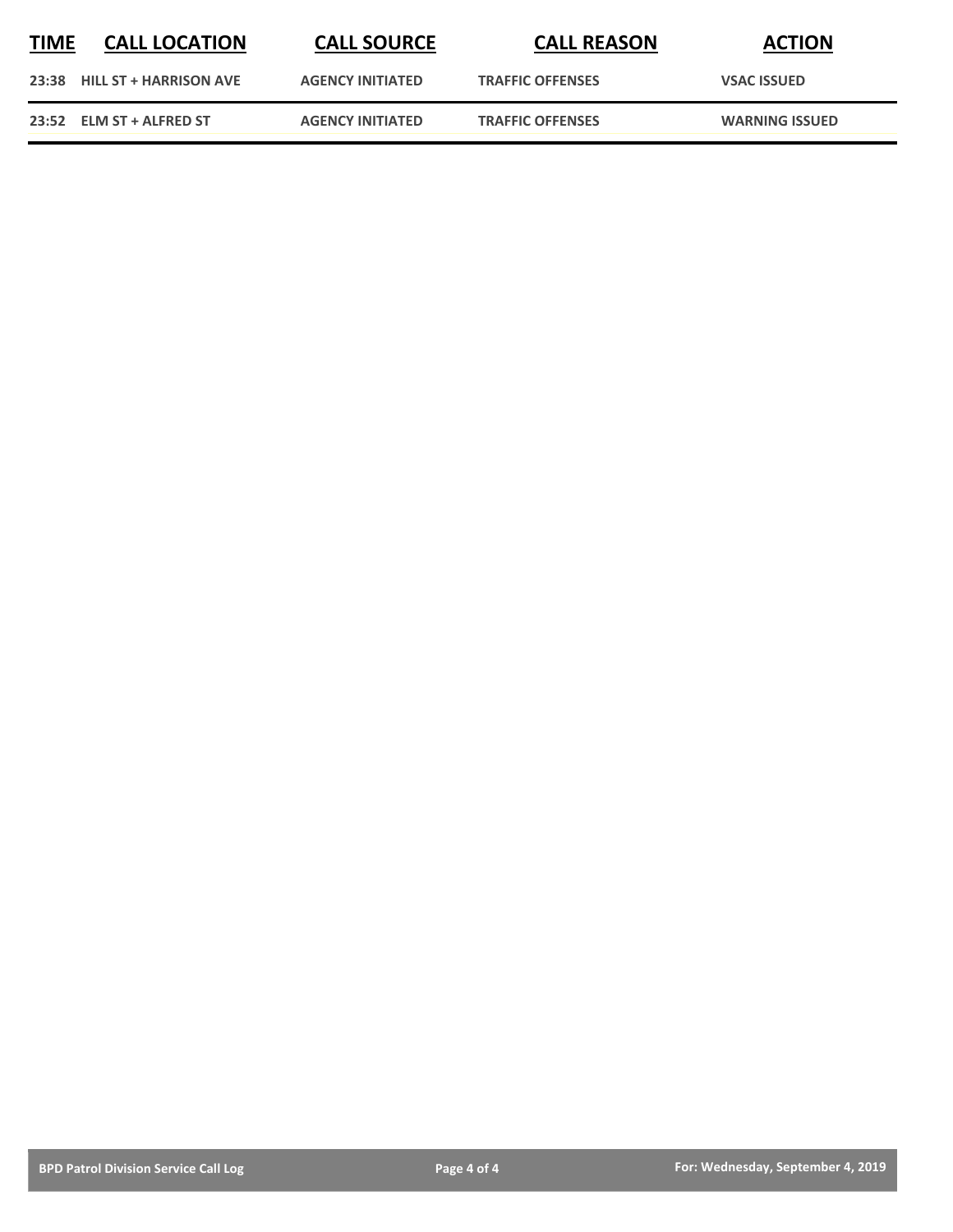| TIME | CALL LOCATION | CALL SOURCE | CALL REASON | ACTION |
|---|---|---|---|---|
| 23:38 | HILL ST + HARRISON AVE | AGENCY INITIATED | TRAFFIC OFFENSES | VSAC ISSUED |
| 23:52 | ELM ST + ALFRED ST | AGENCY INITIATED | TRAFFIC OFFENSES | WARNING ISSUED |